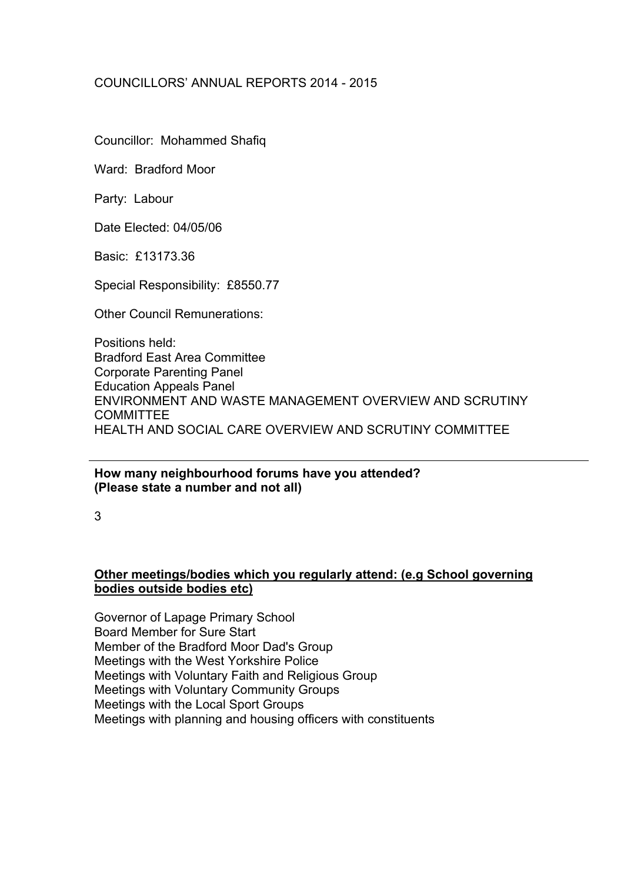COUNCILLORS' ANNUAL REPORTS 2014 - 2015

Councillor: Mohammed Shafiq

Ward: Bradford Moor

Party: Labour

Date Elected: 04/05/06

Basic: £13173.36

Special Responsibility: £8550.77

Other Council Remunerations:

Positions held:
Bradford East Area Committee
Corporate Parenting Panel
Education Appeals Panel
ENVIRONMENT AND WASTE MANAGEMENT OVERVIEW AND SCRUTINY COMMITTEE
HEALTH AND SOCIAL CARE OVERVIEW AND SCRUTINY COMMITTEE

---

**How many neighbourhood forums have you attended?**
**(Please state a number and not all)**

3

**Other meetings/bodies which you regularly attend: (e.g School governing bodies outside bodies etc)**

Governor of Lapage Primary School
Board Member for Sure Start
Member of the Bradford Moor Dad's Group
Meetings with the West Yorkshire Police
Meetings with Voluntary Faith and Religious Group
Meetings with Voluntary Community Groups
Meetings with the Local Sport Groups
Meetings with planning and housing officers with constituents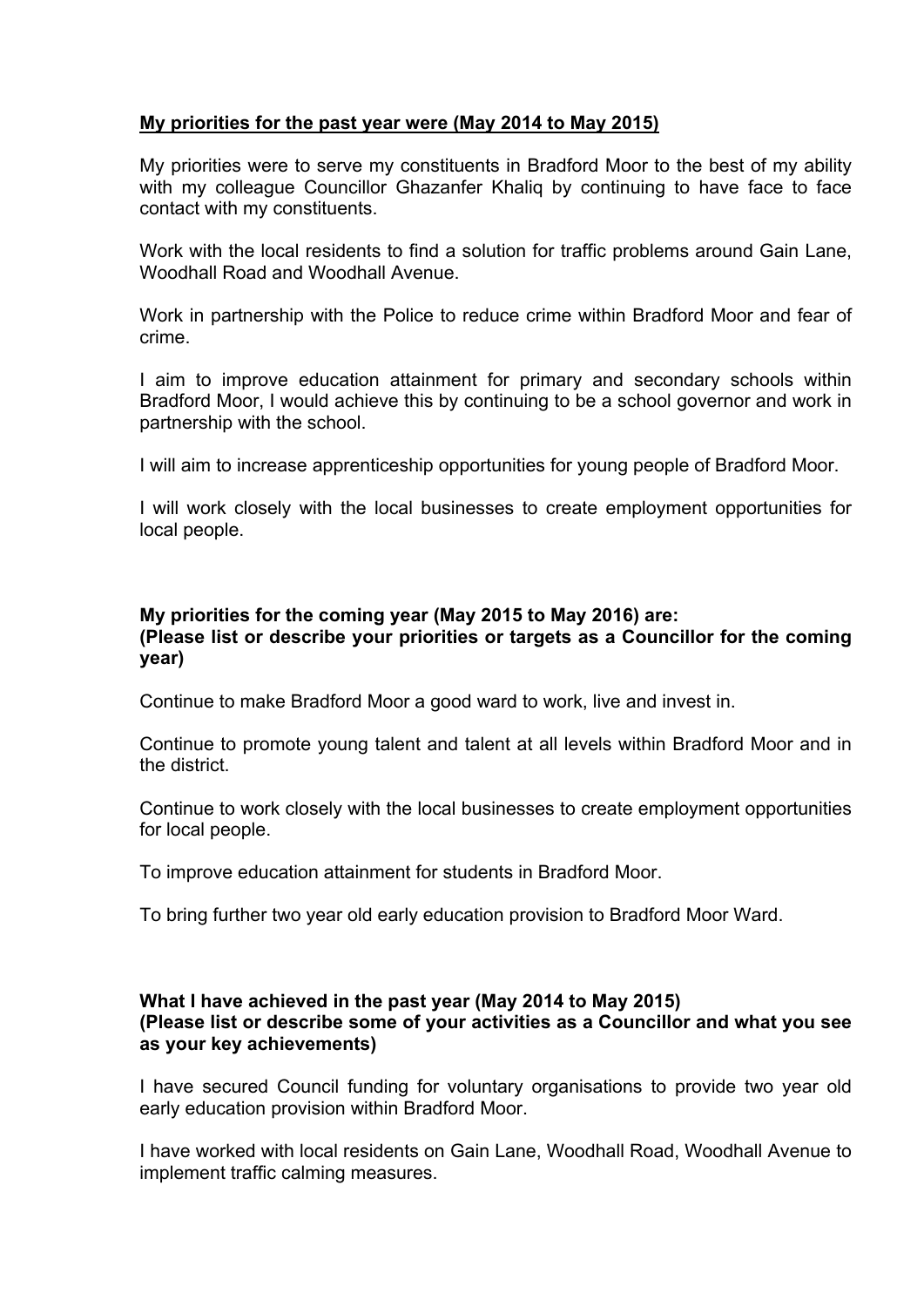**<u>My priorities for the past year were (May 2014 to May 2015)</u>**

My priorities were to serve my constituents in Bradford Moor to the best of my ability with my colleague Councillor Ghazanfer Khaliq by continuing to have face to face contact with my constituents.

Work with the local residents to find a solution for traffic problems around Gain Lane, Woodhall Road and Woodhall Avenue.

Work in partnership with the Police to reduce crime within Bradford Moor and fear of crime.

I aim to improve education attainment for primary and secondary schools within Bradford Moor, I would achieve this by continuing to be a school governor and work in partnership with the school.

I will aim to increase apprenticeship opportunities for young people of Bradford Moor.

I will work closely with the local businesses to create employment opportunities for local people.

**My priorities for the coming year (May 2015 to May 2016) are:**
**(Please list or describe your priorities or targets as a Councillor for the coming year)**

Continue to make Bradford Moor a good ward to work, live and invest in.

Continue to promote young talent and talent at all levels within Bradford Moor and in the district.

Continue to work closely with the local businesses to create employment opportunities for local people.

To improve education attainment for students in Bradford Moor.

To bring further two year old early education provision to Bradford Moor Ward.

**What I have achieved in the past year (May 2014 to May 2015)**
**(Please list or describe some of your activities as a Councillor and what you see as your key achievements)**

I have secured Council funding for voluntary organisations to provide two year old early education provision within Bradford Moor.

I have worked with local residents on Gain Lane, Woodhall Road, Woodhall Avenue to implement traffic calming measures.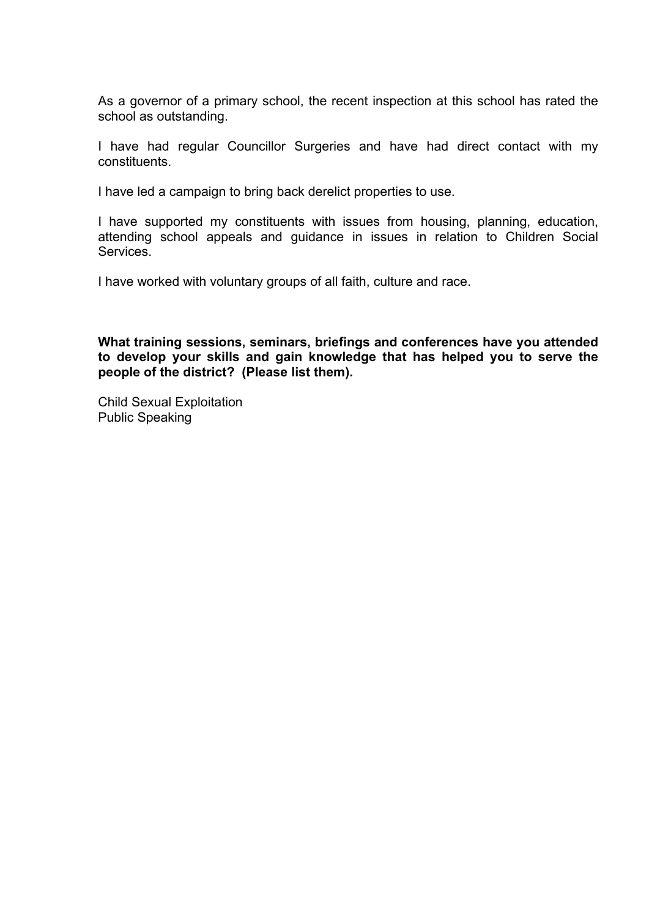As a governor of a primary school, the recent inspection at this school has rated the school as outstanding.

I have had regular Councillor Surgeries and have had direct contact with my constituents.

I have led a campaign to bring back derelict properties to use.

I have supported my constituents with issues from housing, planning, education, attending school appeals and guidance in issues in relation to Children Social Services.

I have worked with voluntary groups of all faith, culture and race.

**What training sessions, seminars, briefings and conferences have you attended to develop your skills and gain knowledge that has helped you to serve the people of the district? (Please list them).**

Child Sexual Exploitation
Public Speaking